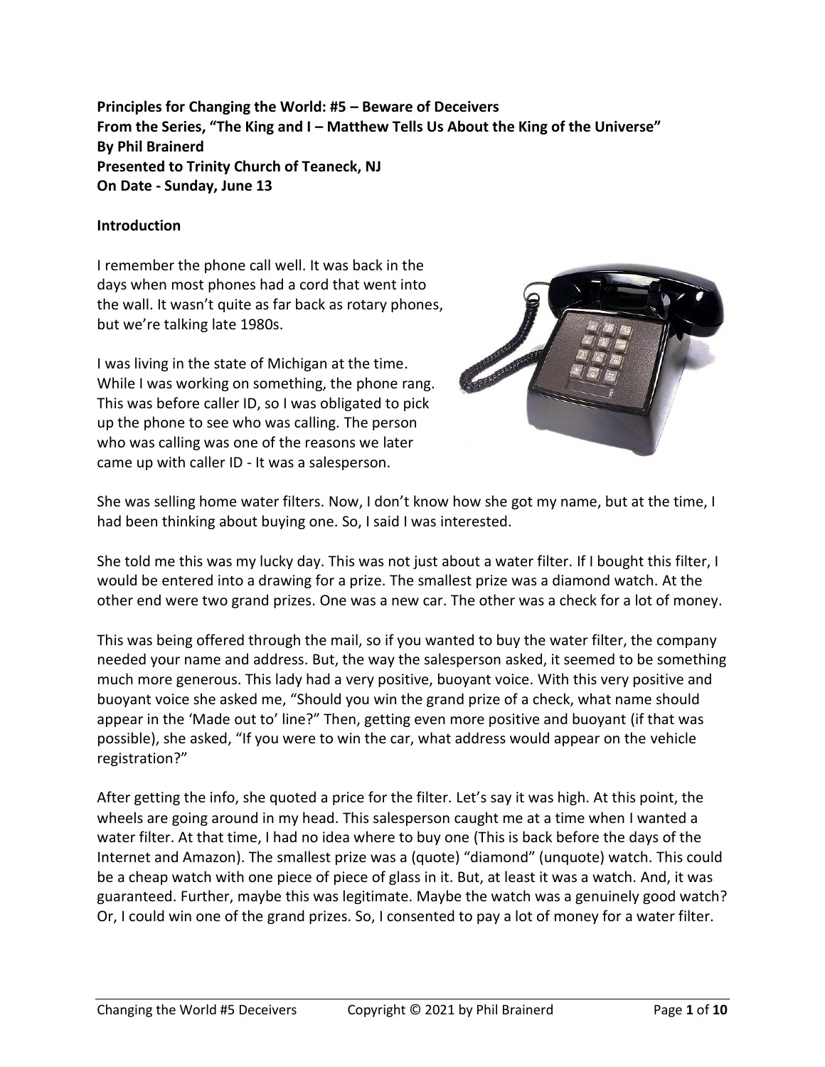**Principles for Changing the World: #5 – Beware of Deceivers**
**From the Series, "The King and I – Matthew Tells Us About the King of the Universe"**
**By Phil Brainerd**
**Presented to Trinity Church of Teaneck, NJ**
**On Date - Sunday, June 13**

## Introduction

I remember the phone call well. It was back in the days when most phones had a cord that went into the wall. It wasn't quite as far back as rotary phones, but we're talking late 1980s.

I was living in the state of Michigan at the time. While I was working on something, the phone rang. This was before caller ID, so I was obligated to pick up the phone to see who was calling. The person who was calling was one of the reasons we later came up with caller ID - It was a salesperson.

She was selling home water filters. Now, I don't know how she got my name, but at the time, I had been thinking about buying one. So, I said I was interested.

She told me this was my lucky day. This was not just about a water filter. If I bought this filter, I would be entered into a drawing for a prize. The smallest prize was a diamond watch. At the other end were two grand prizes. One was a new car. The other was a check for a lot of money.

This was being offered through the mail, so if you wanted to buy the water filter, the company needed your name and address. But, the way the salesperson asked, it seemed to be something much more generous. This lady had a very positive, buoyant voice. With this very positive and buoyant voice she asked me, "Should you win the grand prize of a check, what name should appear in the 'Made out to' line?" Then, getting even more positive and buoyant (if that was possible), she asked, "If you were to win the car, what address would appear on the vehicle registration?"

After getting the info, she quoted a price for the filter. Let's say it was high. At this point, the wheels are going around in my head. This salesperson caught me at a time when I wanted a water filter. At that time, I had no idea where to buy one (This is back before the days of the Internet and Amazon). The smallest prize was a (quote) "diamond" (unquote) watch. This could be a cheap watch with one piece of piece of glass in it. But, at least it was a watch. And, it was guaranteed. Further, maybe this was legitimate. Maybe the watch was a genuinely good watch? Or, I could win one of the grand prizes. So, I consented to pay a lot of money for a water filter.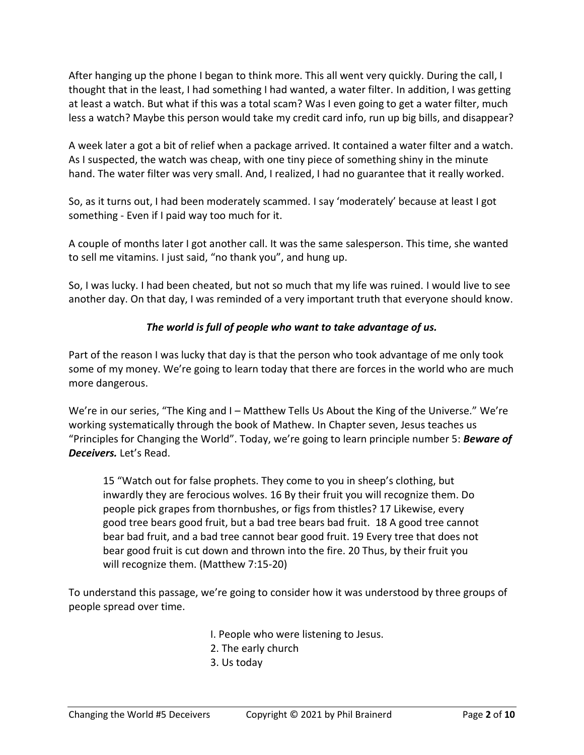After hanging up the phone I began to think more. This all went very quickly. During the call, I thought that in the least, I had something I had wanted, a water filter. In addition, I was getting at least a watch. But what if this was a total scam? Was I even going to get a water filter, much less a watch? Maybe this person would take my credit card info, run up big bills, and disappear?

A week later a got a bit of relief when a package arrived. It contained a water filter and a watch. As I suspected, the watch was cheap, with one tiny piece of something shiny in the minute hand. The water filter was very small. And, I realized, I had no guarantee that it really worked.

So, as it turns out, I had been moderately scammed. I say 'moderately' because at least I got something - Even if I paid way too much for it.

A couple of months later I got another call. It was the same salesperson. This time, she wanted to sell me vitamins. I just said, "no thank you", and hung up.

So, I was lucky. I had been cheated, but not so much that my life was ruined. I would live to see another day. On that day, I was reminded of a very important truth that everyone should know.

***The world is full of people who want to take advantage of us.***

Part of the reason I was lucky that day is that the person who took advantage of me only took some of my money. We're going to learn today that there are forces in the world who are much more dangerous.

We're in our series, "The King and I – Matthew Tells Us About the King of the Universe." We're working systematically through the book of Mathew. In Chapter seven, Jesus teaches us "Principles for Changing the World". Today, we're going to learn principle number 5: ***Beware of Deceivers.*** Let's Read.

> 15 "Watch out for false prophets. They come to you in sheep's clothing, but inwardly they are ferocious wolves. 16 By their fruit you will recognize them. Do people pick grapes from thornbushes, or figs from thistles? 17 Likewise, every good tree bears good fruit, but a bad tree bears bad fruit. 18 A good tree cannot bear bad fruit, and a bad tree cannot bear good fruit. 19 Every tree that does not bear good fruit is cut down and thrown into the fire. 20 Thus, by their fruit you will recognize them. (Matthew 7:15-20)

To understand this passage, we're going to consider how it was understood by three groups of people spread over time.

I. People who were listening to Jesus.
2. The early church
3. Us today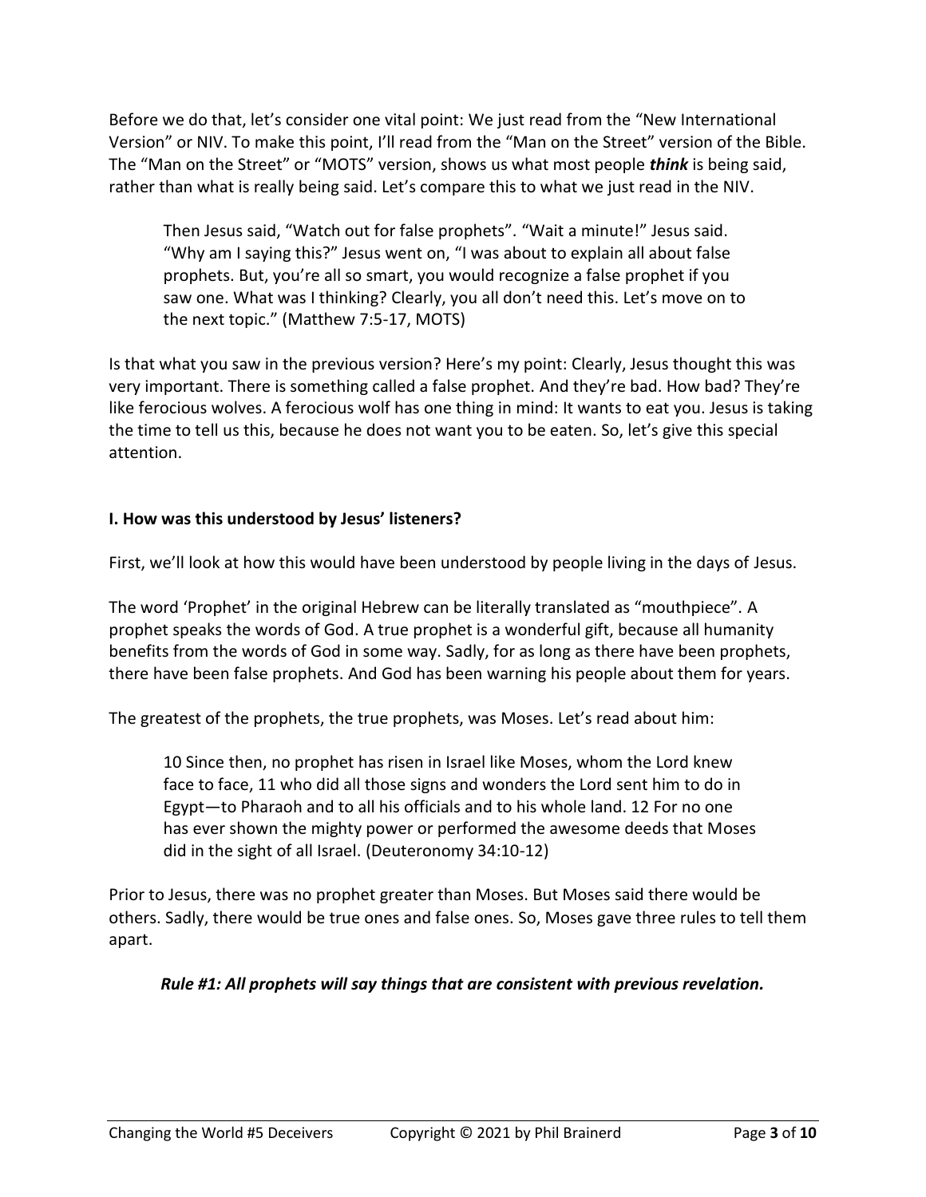Before we do that, let's consider one vital point: We just read from the "New International Version" or NIV. To make this point, I'll read from the "Man on the Street" version of the Bible. The "Man on the Street" or "MOTS" version, shows us what most people ***think*** is being said, rather than what is really being said. Let's compare this to what we just read in the NIV.

> Then Jesus said, "Watch out for false prophets". "Wait a minute!" Jesus said. "Why am I saying this?" Jesus went on, "I was about to explain all about false prophets. But, you're all so smart, you would recognize a false prophet if you saw one. What was I thinking? Clearly, you all don't need this. Let's move on to the next topic." (Matthew 7:5-17, MOTS)

Is that what you saw in the previous version? Here's my point: Clearly, Jesus thought this was very important. There is something called a false prophet. And they're bad. How bad? They're like ferocious wolves. A ferocious wolf has one thing in mind: It wants to eat you. Jesus is taking the time to tell us this, because he does not want you to be eaten. So, let's give this special attention.

**I. How was this understood by Jesus' listeners?**

First, we'll look at how this would have been understood by people living in the days of Jesus.

The word 'Prophet' in the original Hebrew can be literally translated as "mouthpiece". A prophet speaks the words of God. A true prophet is a wonderful gift, because all humanity benefits from the words of God in some way. Sadly, for as long as there have been prophets, there have been false prophets. And God has been warning his people about them for years.

The greatest of the prophets, the true prophets, was Moses. Let's read about him:

> 10 Since then, no prophet has risen in Israel like Moses, whom the Lord knew face to face, 11 who did all those signs and wonders the Lord sent him to do in Egypt—to Pharaoh and to all his officials and to his whole land. 12 For no one has ever shown the mighty power or performed the awesome deeds that Moses did in the sight of all Israel. (Deuteronomy 34:10-12)

Prior to Jesus, there was no prophet greater than Moses. But Moses said there would be others. Sadly, there would be true ones and false ones. So, Moses gave three rules to tell them apart.

***Rule #1: All prophets will say things that are consistent with previous revelation.***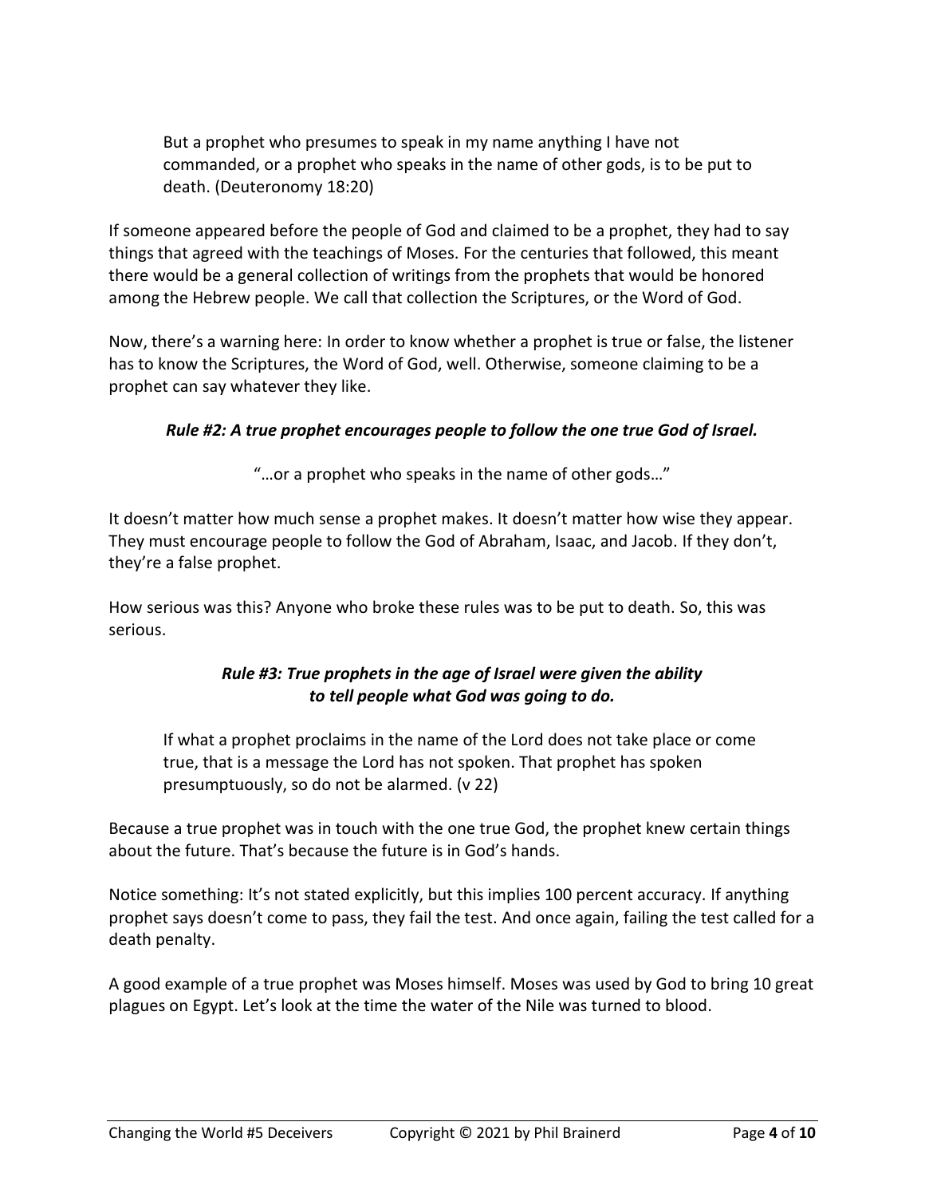> But a prophet who presumes to speak in my name anything I have not commanded, or a prophet who speaks in the name of other gods, is to be put to death. (Deuteronomy 18:20)

If someone appeared before the people of God and claimed to be a prophet, they had to say things that agreed with the teachings of Moses. For the centuries that followed, this meant there would be a general collection of writings from the prophets that would be honored among the Hebrew people. We call that collection the Scriptures, or the Word of God.

Now, there's a warning here: In order to know whether a prophet is true or false, the listener has to know the Scriptures, the Word of God, well. Otherwise, someone claiming to be a prophet can say whatever they like.

***Rule #2: A true prophet encourages people to follow the one true God of Israel.***

"…or a prophet who speaks in the name of other gods…"

It doesn't matter how much sense a prophet makes. It doesn't matter how wise they appear. They must encourage people to follow the God of Abraham, Isaac, and Jacob. If they don't, they're a false prophet.

How serious was this? Anyone who broke these rules was to be put to death. So, this was serious.

***Rule #3: True prophets in the age of Israel were given the ability to tell people what God was going to do.***

> If what a prophet proclaims in the name of the Lord does not take place or come true, that is a message the Lord has not spoken. That prophet has spoken presumptuously, so do not be alarmed. (v 22)

Because a true prophet was in touch with the one true God, the prophet knew certain things about the future. That's because the future is in God's hands.

Notice something: It's not stated explicitly, but this implies 100 percent accuracy. If anything prophet says doesn't come to pass, they fail the test. And once again, failing the test called for a death penalty.

A good example of a true prophet was Moses himself. Moses was used by God to bring 10 great plagues on Egypt. Let's look at the time the water of the Nile was turned to blood.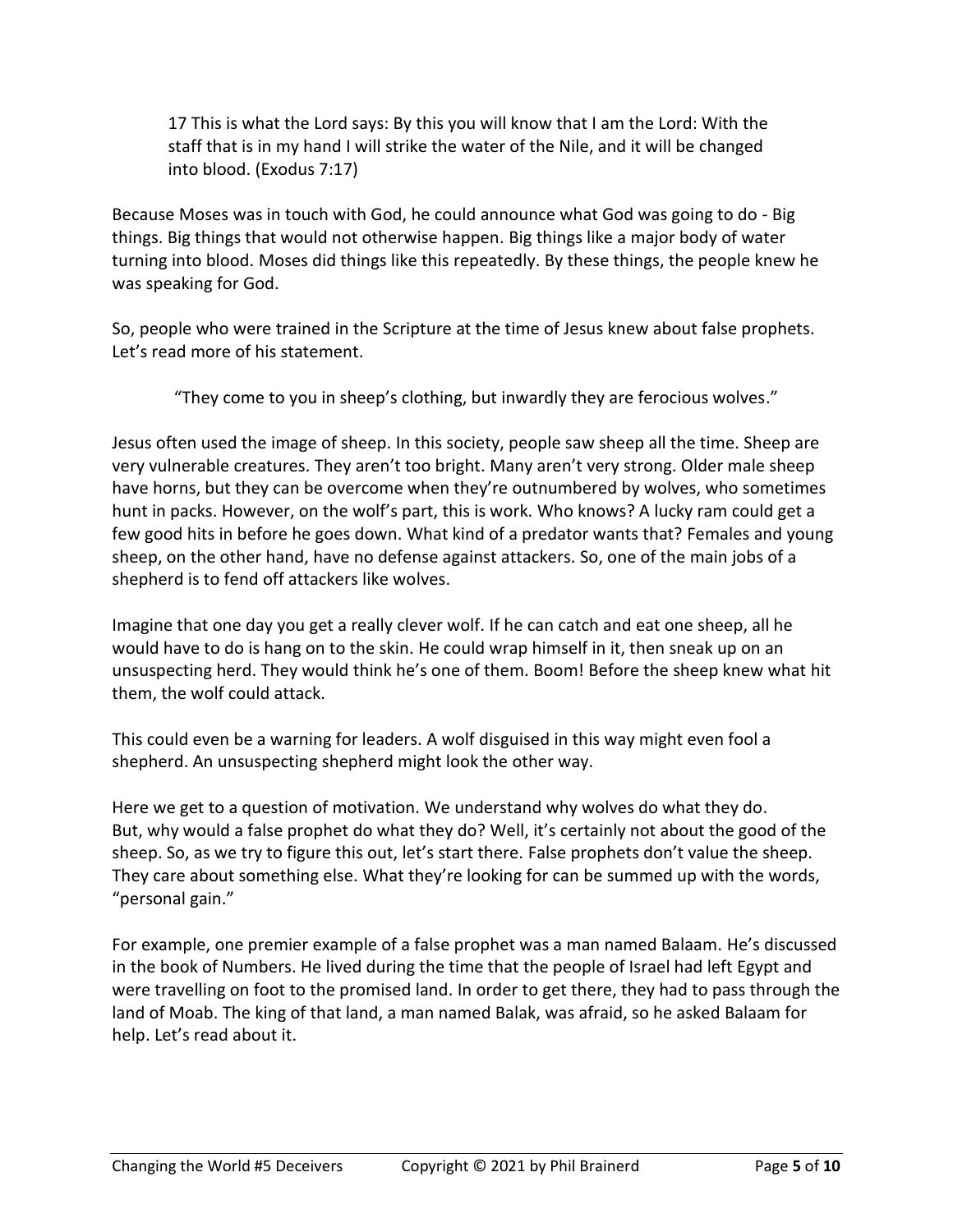> 17 This is what the Lord says: By this you will know that I am the Lord: With the staff that is in my hand I will strike the water of the Nile, and it will be changed into blood. (Exodus 7:17)

Because Moses was in touch with God, he could announce what God was going to do - Big things. Big things that would not otherwise happen. Big things like a major body of water turning into blood. Moses did things like this repeatedly. By these things, the people knew he was speaking for God.

So, people who were trained in the Scripture at the time of Jesus knew about false prophets. Let's read more of his statement.

> "They come to you in sheep's clothing, but inwardly they are ferocious wolves."

Jesus often used the image of sheep. In this society, people saw sheep all the time. Sheep are very vulnerable creatures. They aren't too bright. Many aren't very strong. Older male sheep have horns, but they can be overcome when they're outnumbered by wolves, who sometimes hunt in packs. However, on the wolf's part, this is work. Who knows? A lucky ram could get a few good hits in before he goes down. What kind of a predator wants that? Females and young sheep, on the other hand, have no defense against attackers. So, one of the main jobs of a shepherd is to fend off attackers like wolves.

Imagine that one day you get a really clever wolf. If he can catch and eat one sheep, all he would have to do is hang on to the skin. He could wrap himself in it, then sneak up on an unsuspecting herd. They would think he's one of them. Boom! Before the sheep knew what hit them, the wolf could attack.

This could even be a warning for leaders. A wolf disguised in this way might even fool a shepherd. An unsuspecting shepherd might look the other way.

Here we get to a question of motivation. We understand why wolves do what they do. But, why would a false prophet do what they do? Well, it's certainly not about the good of the sheep. So, as we try to figure this out, let's start there. False prophets don't value the sheep. They care about something else. What they're looking for can be summed up with the words, "personal gain."

For example, one premier example of a false prophet was a man named Balaam. He's discussed in the book of Numbers. He lived during the time that the people of Israel had left Egypt and were travelling on foot to the promised land. In order to get there, they had to pass through the land of Moab. The king of that land, a man named Balak, was afraid, so he asked Balaam for help. Let's read about it.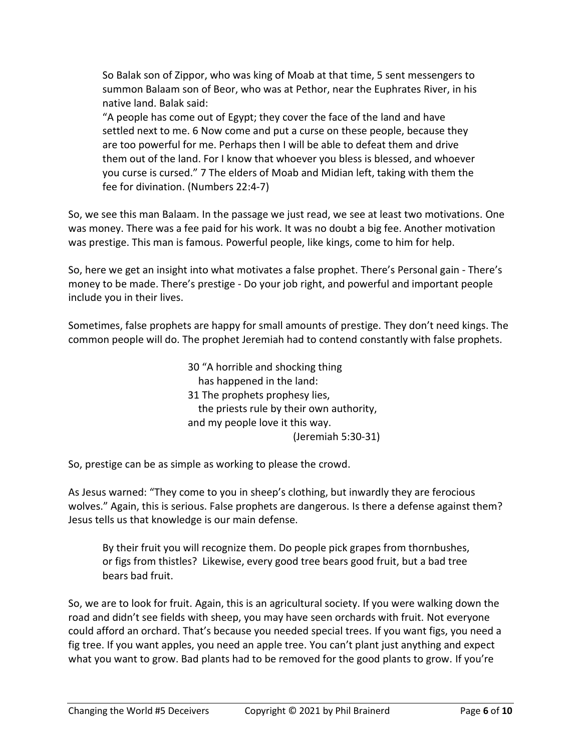> So Balak son of Zippor, who was king of Moab at that time, 5 sent messengers to summon Balaam son of Beor, who was at Pethor, near the Euphrates River, in his native land. Balak said:
> "A people has come out of Egypt; they cover the face of the land and have settled next to me. 6 Now come and put a curse on these people, because they are too powerful for me. Perhaps then I will be able to defeat them and drive them out of the land. For I know that whoever you bless is blessed, and whoever you curse is cursed." 7 The elders of Moab and Midian left, taking with them the fee for divination. (Numbers 22:4-7)

So, we see this man Balaam. In the passage we just read, we see at least two motivations. One was money. There was a fee paid for his work. It was no doubt a big fee. Another motivation was prestige. This man is famous. Powerful people, like kings, come to him for help.

So, here we get an insight into what motivates a false prophet. There's Personal gain - There's money to be made. There's prestige - Do your job right, and powerful and important people include you in their lives.

Sometimes, false prophets are happy for small amounts of prestige. They don't need kings. The common people will do. The prophet Jeremiah had to contend constantly with false prophets.

> 30 "A horrible and shocking thing
> has happened in the land:
> 31 The prophets prophesy lies,
> the priests rule by their own authority,
> and my people love it this way.
> (Jeremiah 5:30-31)

So, prestige can be as simple as working to please the crowd.

As Jesus warned: "They come to you in sheep's clothing, but inwardly they are ferocious wolves." Again, this is serious. False prophets are dangerous. Is there a defense against them? Jesus tells us that knowledge is our main defense.

> By their fruit you will recognize them. Do people pick grapes from thornbushes, or figs from thistles? Likewise, every good tree bears good fruit, but a bad tree bears bad fruit.

So, we are to look for fruit. Again, this is an agricultural society. If you were walking down the road and didn't see fields with sheep, you may have seen orchards with fruit. Not everyone could afford an orchard. That's because you needed special trees. If you want figs, you need a fig tree. If you want apples, you need an apple tree. You can't plant just anything and expect what you want to grow. Bad plants had to be removed for the good plants to grow. If you're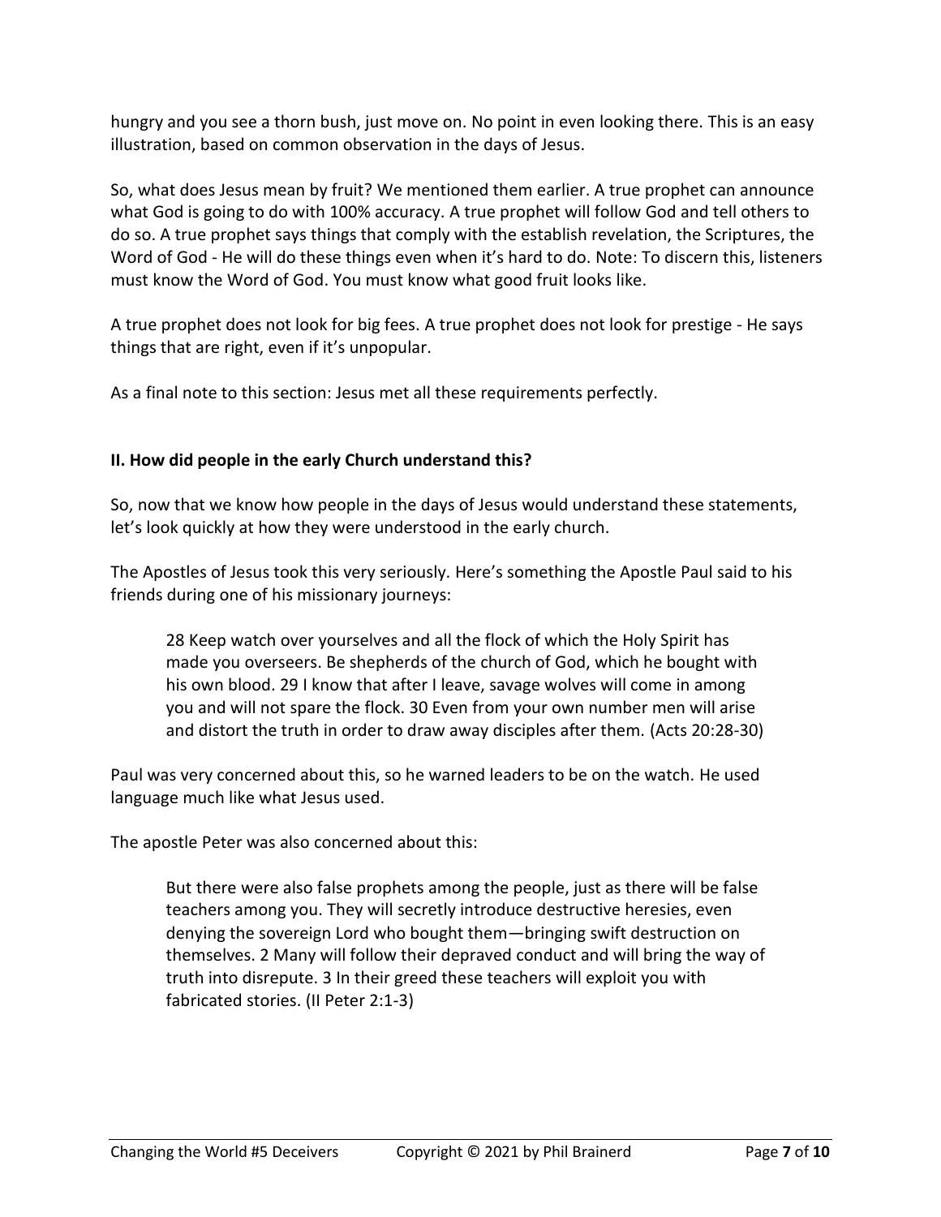hungry and you see a thorn bush, just move on. No point in even looking there. This is an easy illustration, based on common observation in the days of Jesus.

So, what does Jesus mean by fruit? We mentioned them earlier. A true prophet can announce what God is going to do with 100% accuracy. A true prophet will follow God and tell others to do so. A true prophet says things that comply with the establish revelation, the Scriptures, the Word of God - He will do these things even when it's hard to do. Note: To discern this, listeners must know the Word of God. You must know what good fruit looks like.

A true prophet does not look for big fees. A true prophet does not look for prestige - He says things that are right, even if it's unpopular.

As a final note to this section: Jesus met all these requirements perfectly.

**II. How did people in the early Church understand this?**

So, now that we know how people in the days of Jesus would understand these statements, let's look quickly at how they were understood in the early church.

The Apostles of Jesus took this very seriously. Here's something the Apostle Paul said to his friends during one of his missionary journeys:

> 28 Keep watch over yourselves and all the flock of which the Holy Spirit has made you overseers. Be shepherds of the church of God, which he bought with his own blood. 29 I know that after I leave, savage wolves will come in among you and will not spare the flock. 30 Even from your own number men will arise and distort the truth in order to draw away disciples after them. (Acts 20:28-30)

Paul was very concerned about this, so he warned leaders to be on the watch. He used language much like what Jesus used.

The apostle Peter was also concerned about this:

> But there were also false prophets among the people, just as there will be false teachers among you. They will secretly introduce destructive heresies, even denying the sovereign Lord who bought them—bringing swift destruction on themselves. 2 Many will follow their depraved conduct and will bring the way of truth into disrepute. 3 In their greed these teachers will exploit you with fabricated stories. (II Peter 2:1-3)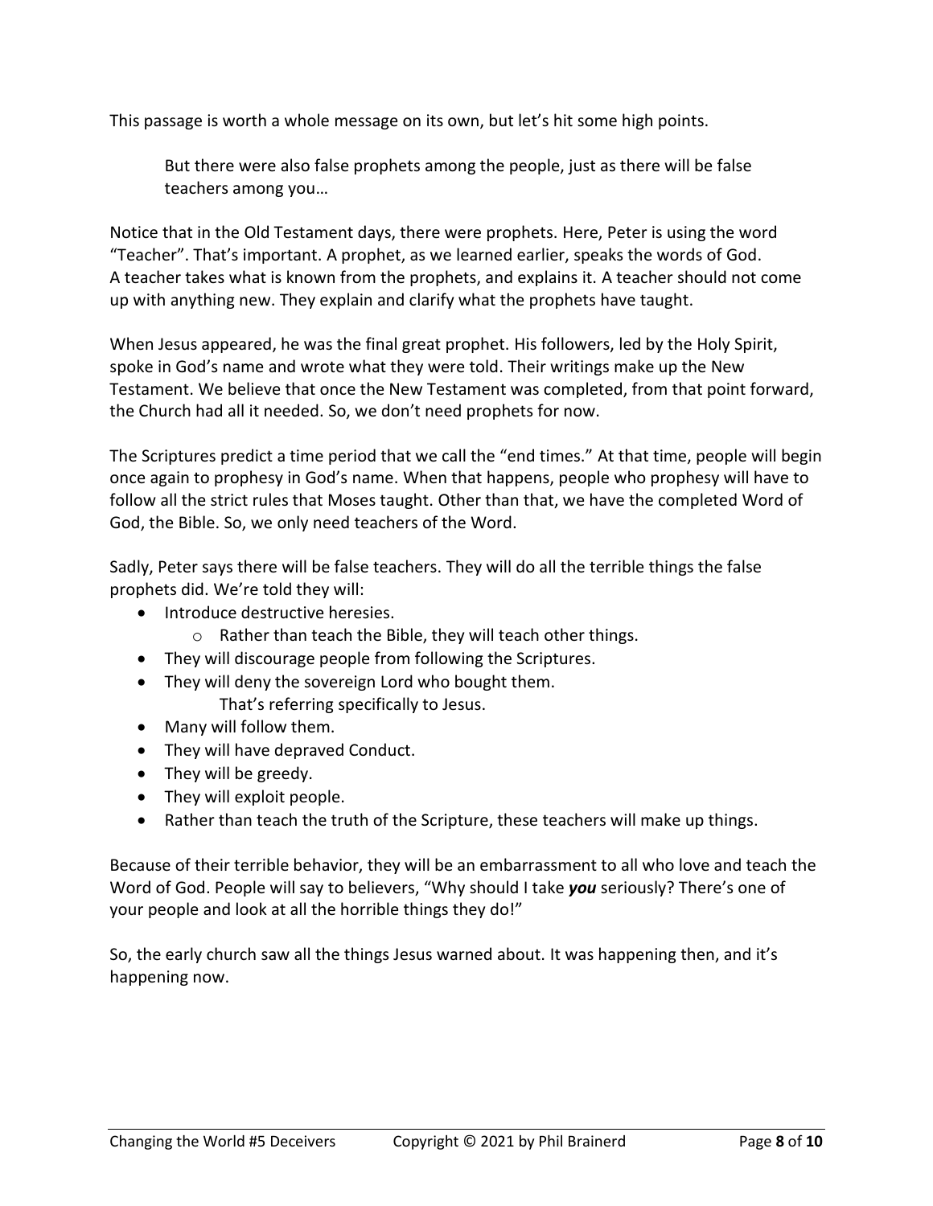This passage is worth a whole message on its own, but let's hit some high points.

> But there were also false prophets among the people, just as there will be false teachers among you…

Notice that in the Old Testament days, there were prophets. Here, Peter is using the word "Teacher". That's important. A prophet, as we learned earlier, speaks the words of God. A teacher takes what is known from the prophets, and explains it. A teacher should not come up with anything new. They explain and clarify what the prophets have taught.

When Jesus appeared, he was the final great prophet. His followers, led by the Holy Spirit, spoke in God's name and wrote what they were told. Their writings make up the New Testament. We believe that once the New Testament was completed, from that point forward, the Church had all it needed. So, we don't need prophets for now.

The Scriptures predict a time period that we call the "end times." At that time, people will begin once again to prophesy in God's name. When that happens, people who prophesy will have to follow all the strict rules that Moses taught. Other than that, we have the completed Word of God, the Bible. So, we only need teachers of the Word.

Sadly, Peter says there will be false teachers. They will do all the terrible things the false prophets did. We're told they will:

- Introduce destructive heresies.
  - Rather than teach the Bible, they will teach other things.
- They will discourage people from following the Scriptures.
- They will deny the sovereign Lord who bought them.
  That's referring specifically to Jesus.
- Many will follow them.
- They will have depraved Conduct.
- They will be greedy.
- They will exploit people.
- Rather than teach the truth of the Scripture, these teachers will make up things.

Because of their terrible behavior, they will be an embarrassment to all who love and teach the Word of God. People will say to believers, "Why should I take ***you*** seriously? There's one of your people and look at all the horrible things they do!"

So, the early church saw all the things Jesus warned about. It was happening then, and it's happening now.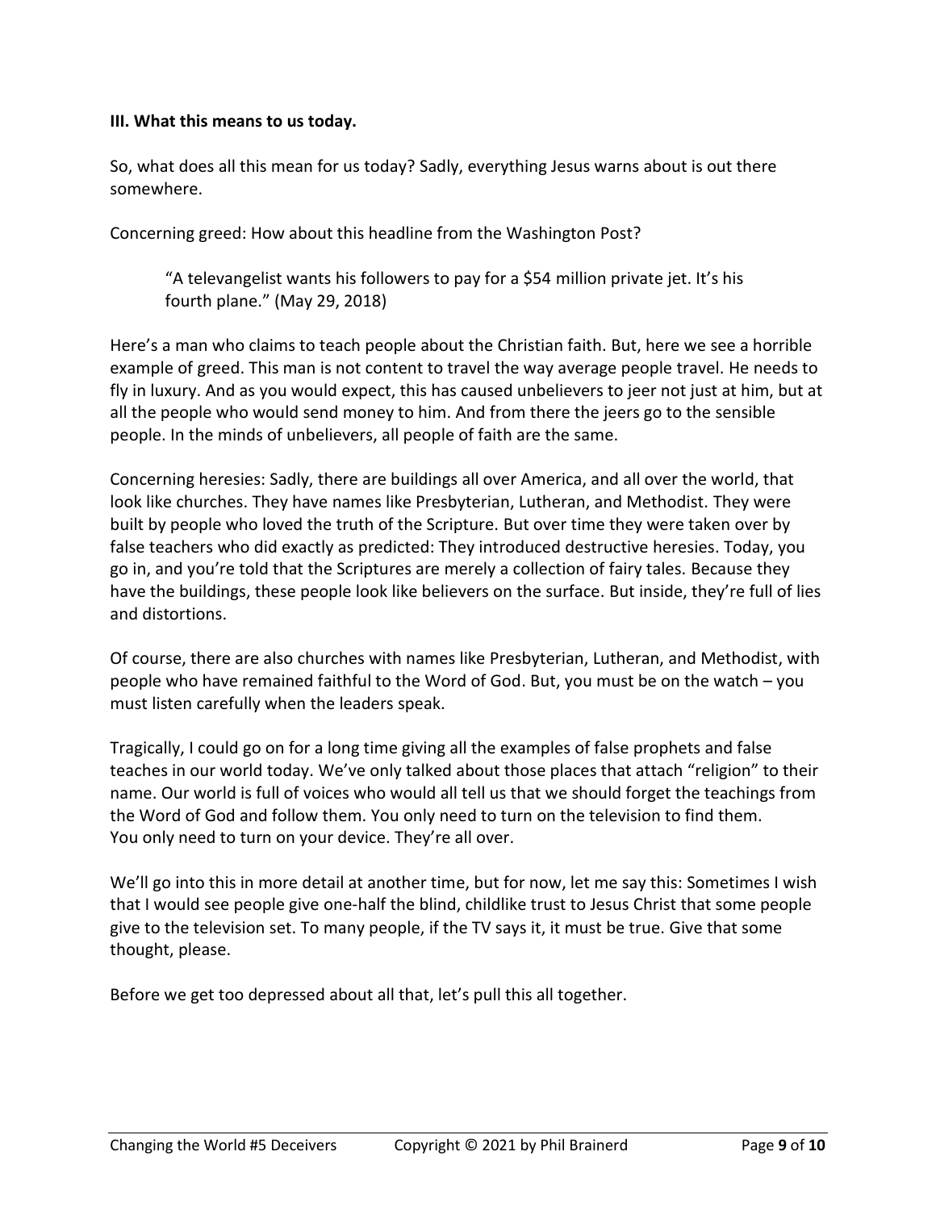**III. What this means to us today.**

So, what does all this mean for us today? Sadly, everything Jesus warns about is out there somewhere.

Concerning greed: How about this headline from the Washington Post?

> "A televangelist wants his followers to pay for a $54 million private jet. It's his fourth plane." (May 29, 2018)

Here's a man who claims to teach people about the Christian faith. But, here we see a horrible example of greed. This man is not content to travel the way average people travel. He needs to fly in luxury. And as you would expect, this has caused unbelievers to jeer not just at him, but at all the people who would send money to him. And from there the jeers go to the sensible people. In the minds of unbelievers, all people of faith are the same.

Concerning heresies: Sadly, there are buildings all over America, and all over the world, that look like churches. They have names like Presbyterian, Lutheran, and Methodist. They were built by people who loved the truth of the Scripture. But over time they were taken over by false teachers who did exactly as predicted: They introduced destructive heresies. Today, you go in, and you're told that the Scriptures are merely a collection of fairy tales. Because they have the buildings, these people look like believers on the surface. But inside, they're full of lies and distortions.

Of course, there are also churches with names like Presbyterian, Lutheran, and Methodist, with people who have remained faithful to the Word of God. But, you must be on the watch – you must listen carefully when the leaders speak.

Tragically, I could go on for a long time giving all the examples of false prophets and false teaches in our world today. We've only talked about those places that attach "religion" to their name. Our world is full of voices who would all tell us that we should forget the teachings from the Word of God and follow them. You only need to turn on the television to find them. You only need to turn on your device. They're all over.

We'll go into this in more detail at another time, but for now, let me say this: Sometimes I wish that I would see people give one-half the blind, childlike trust to Jesus Christ that some people give to the television set. To many people, if the TV says it, it must be true. Give that some thought, please.

Before we get too depressed about all that, let's pull this all together.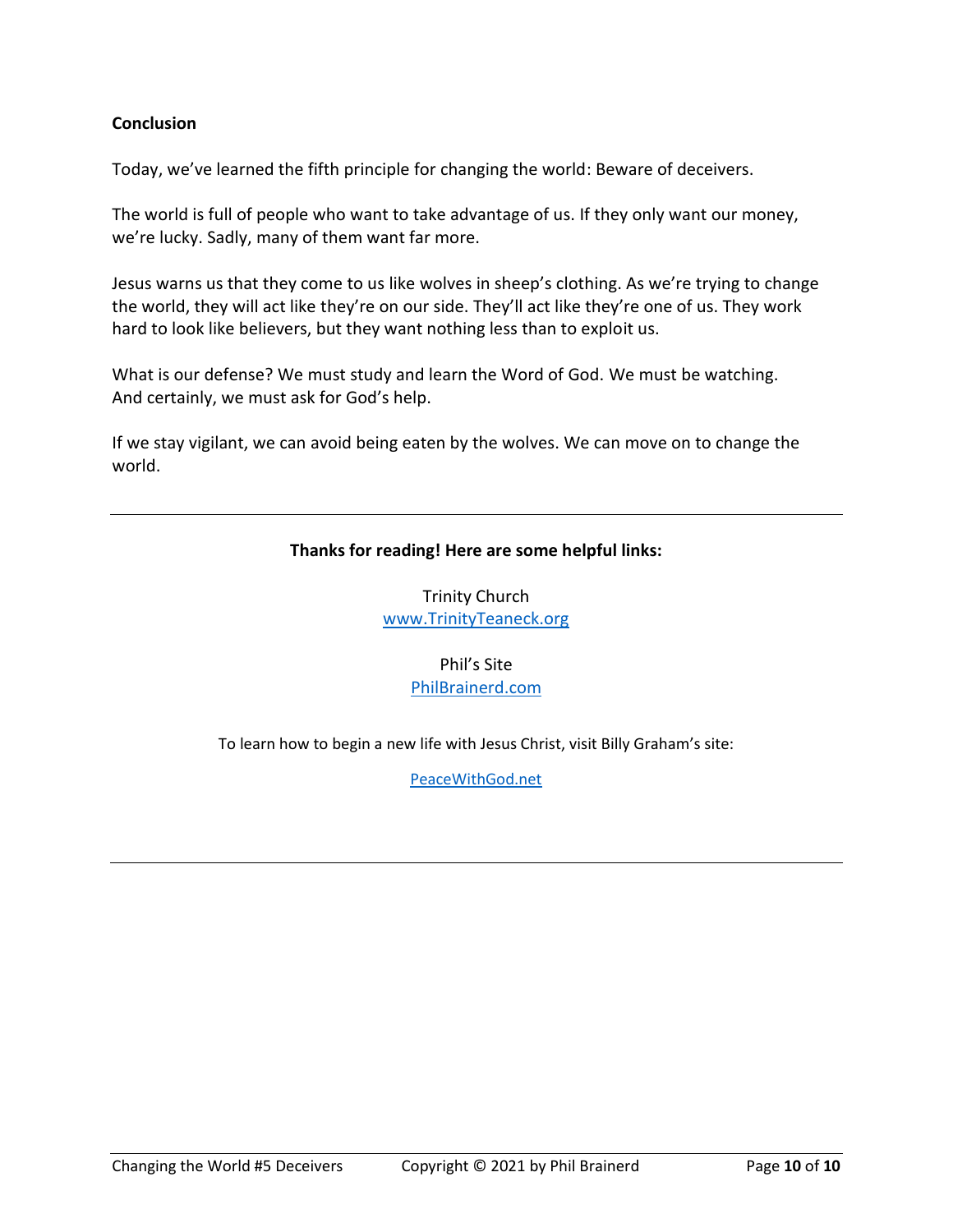**Conclusion**

Today, we've learned the fifth principle for changing the world: Beware of deceivers.

The world is full of people who want to take advantage of us. If they only want our money, we're lucky. Sadly, many of them want far more.

Jesus warns us that they come to us like wolves in sheep's clothing. As we're trying to change the world, they will act like they're on our side. They'll act like they're one of us. They work hard to look like believers, but they want nothing less than to exploit us.

What is our defense? We must study and learn the Word of God. We must be watching. And certainly, we must ask for God's help.

If we stay vigilant, we can avoid being eaten by the wolves. We can move on to change the world.

---

**Thanks for reading! Here are some helpful links:**

Trinity Church
[www.TrinityTeaneck.org](http://www.TrinityTeaneck.org)

Phil's Site
[PhilBrainerd.com](http://PhilBrainerd.com)

To learn how to begin a new life with Jesus Christ, visit Billy Graham's site:

[PeaceWithGod.net](http://PeaceWithGod.net)

---